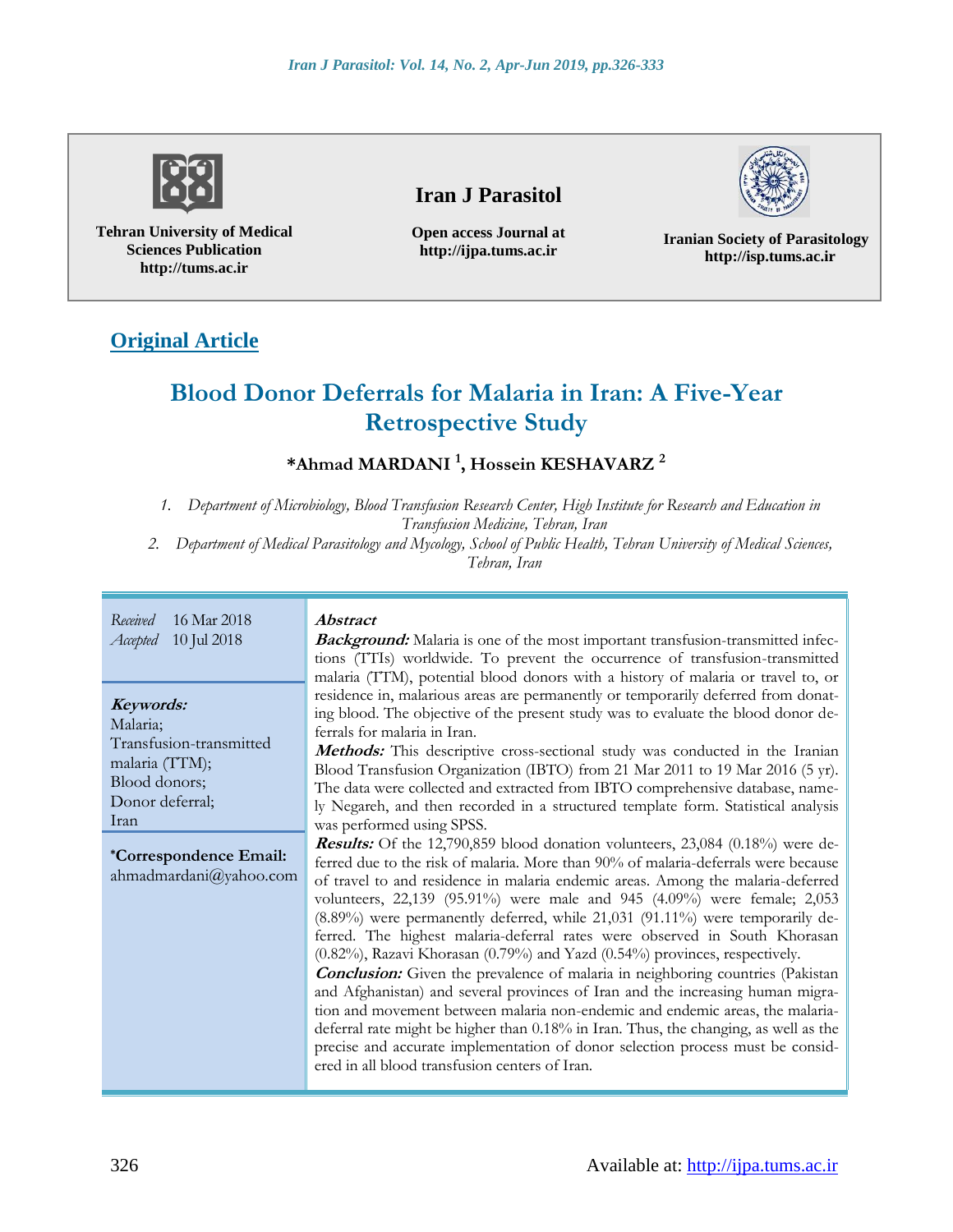Tehran University of Medical Sciences Publication
http://tums.ac.ir

**Iran J Parasitol**

Open access Journal at
http://ijpa.tums.ac.ir

Iranian Society of Parasitology
http://isp.tums.ac.ir

## Original Article

# Blood Donor Deferrals for Malaria in Iran: A Five-Year Retrospective Study

**\*Ahmad MARDANI [1], Hossein KESHAVARZ [2]**

1. *Department of Microbiology, Blood Transfusion Research Center, High Institute for Research and Education in Transfusion Medicine, Tehran, Iran*
2. *Department of Medical Parasitology and Mycology, School of Public Health, Tehran University of Medical Sciences, Tehran, Iran*

*Received* 16 Mar 2018
*Accepted* 10 Jul 2018

**Keywords:**
Malaria;
Transfusion-transmitted malaria (TTM);
Blood donors;
Donor deferral;
Iran

**\*Correspondence Email:**
ahmadmardani@yahoo.com

### Abstract

**Background:** Malaria is one of the most important transfusion-transmitted infections (TTIs) worldwide. To prevent the occurrence of transfusion-transmitted malaria (TTM), potential blood donors with a history of malaria or travel to, or residence in, malarious areas are permanently or temporarily deferred from donating blood. The objective of the present study was to evaluate the blood donor deferrals for malaria in Iran.

**Methods:** This descriptive cross-sectional study was conducted in the Iranian Blood Transfusion Organization (IBTO) from 21 Mar 2011 to 19 Mar 2016 (5 yr). The data were collected and extracted from IBTO comprehensive database, namely Negareh, and then recorded in a structured template form. Statistical analysis was performed using SPSS.

**Results:** Of the 12,790,859 blood donation volunteers, 23,084 (0.18%) were deferred due to the risk of malaria. More than 90% of malaria-deferrals were because of travel to and residence in malaria endemic areas. Among the malaria-deferred volunteers, 22,139 (95.91%) were male and 945 (4.09%) were female; 2,053 (8.89%) were permanently deferred, while 21,031 (91.11%) were temporarily deferred. The highest malaria-deferral rates were observed in South Khorasan (0.82%), Razavi Khorasan (0.79%) and Yazd (0.54%) provinces, respectively.

**Conclusion:** Given the prevalence of malaria in neighboring countries (Pakistan and Afghanistan) and several provinces of Iran and the increasing human migration and movement between malaria non-endemic and endemic areas, the malaria-deferral rate might be higher than 0.18% in Iran. Thus, the changing, as well as the precise and accurate implementation of donor selection process must be considered in all blood transfusion centers of Iran.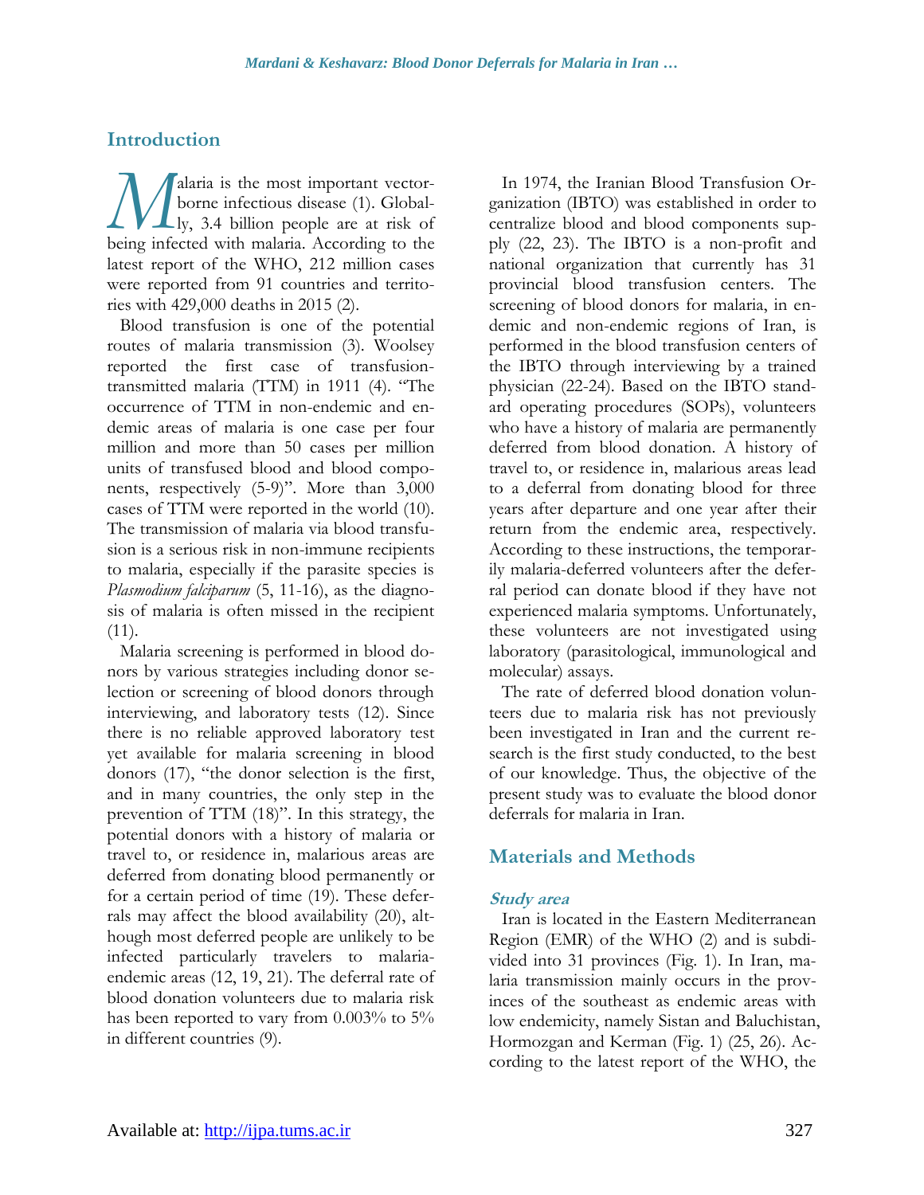## Introduction

Malaria is the most important vector-borne infectious disease (1). Globally, 3.4 billion people are at risk of being infected with malaria. According to the latest report of the WHO, 212 million cases were reported from 91 countries and territories with 429,000 deaths in 2015 (2).

Blood transfusion is one of the potential routes of malaria transmission (3). Woolsey reported the first case of transfusion-transmitted malaria (TTM) in 1911 (4). "The occurrence of TTM in non-endemic and endemic areas of malaria is one case per four million and more than 50 cases per million units of transfused blood and blood components, respectively (5-9)". More than 3,000 cases of TTM were reported in the world (10). The transmission of malaria via blood transfusion is a serious risk in non-immune recipients to malaria, especially if the parasite species is *Plasmodium falciparum* (5, 11-16), as the diagnosis of malaria is often missed in the recipient (11).

Malaria screening is performed in blood donors by various strategies including donor selection or screening of blood donors through interviewing, and laboratory tests (12). Since there is no reliable approved laboratory test yet available for malaria screening in blood donors (17), "the donor selection is the first, and in many countries, the only step in the prevention of TTM (18)". In this strategy, the potential donors with a history of malaria or travel to, or residence in, malarious areas are deferred from donating blood permanently or for a certain period of time (19). These deferrals may affect the blood availability (20), although most deferred people are unlikely to be infected particularly travelers to malaria-endemic areas (12, 19, 21). The deferral rate of blood donation volunteers due to malaria risk has been reported to vary from 0.003% to 5% in different countries (9).

In 1974, the Iranian Blood Transfusion Organization (IBTO) was established in order to centralize blood and blood components supply (22, 23). The IBTO is a non-profit and national organization that currently has 31 provincial blood transfusion centers. The screening of blood donors for malaria, in endemic and non-endemic regions of Iran, is performed in the blood transfusion centers of the IBTO through interviewing by a trained physician (22-24). Based on the IBTO standard operating procedures (SOPs), volunteers who have a history of malaria are permanently deferred from blood donation. A history of travel to, or residence in, malarious areas lead to a deferral from donating blood for three years after departure and one year after their return from the endemic area, respectively. According to these instructions, the temporarily malaria-deferred volunteers after the deferral period can donate blood if they have not experienced malaria symptoms. Unfortunately, these volunteers are not investigated using laboratory (parasitological, immunological and molecular) assays.

The rate of deferred blood donation volunteers due to malaria risk has not previously been investigated in Iran and the current research is the first study conducted, to the best of our knowledge. Thus, the objective of the present study was to evaluate the blood donor deferrals for malaria in Iran.

## Materials and Methods

### *Study area*

Iran is located in the Eastern Mediterranean Region (EMR) of the WHO (2) and is subdivided into 31 provinces (Fig. 1). In Iran, malaria transmission mainly occurs in the provinces of the southeast as endemic areas with low endemicity, namely Sistan and Baluchistan, Hormozgan and Kerman (Fig. 1) (25, 26). According to the latest report of the WHO, the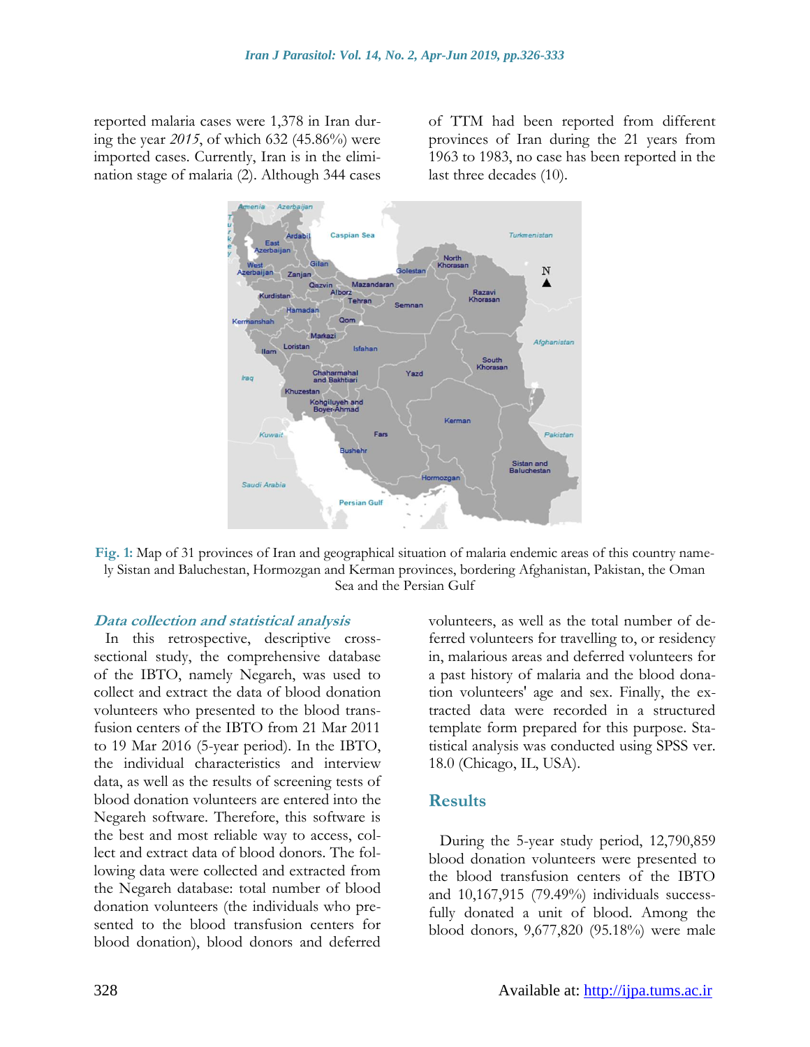reported malaria cases were 1,378 in Iran during the year *2015*, of which 632 (45.86%) were imported cases. Currently, Iran is in the elimination stage of malaria (2). Although 344 cases of TTM had been reported from different provinces of Iran during the 21 years from 1963 to 1983, no case has been reported in the last three decades (10).

**Fig. 1:** Map of 31 provinces of Iran and geographical situation of malaria endemic areas of this country namely Sistan and Baluchestan, Hormozgan and Kerman provinces, bordering Afghanistan, Pakistan, the Oman Sea and the Persian Gulf

### *Data collection and statistical analysis*

In this retrospective, descriptive cross-sectional study, the comprehensive database of the IBTO, namely Negareh, was used to collect and extract the data of blood donation volunteers who presented to the blood transfusion centers of the IBTO from 21 Mar 2011 to 19 Mar 2016 (5-year period). In the IBTO, the individual characteristics and interview data, as well as the results of screening tests of blood donation volunteers are entered into the Negareh software. Therefore, this software is the best and most reliable way to access, collect and extract data of blood donors. The following data were collected and extracted from the Negareh database: total number of blood donation volunteers (the individuals who presented to the blood transfusion centers for blood donation), blood donors and deferred volunteers, as well as the total number of deferred volunteers for travelling to, or residency in, malarious areas and deferred volunteers for a past history of malaria and the blood donation volunteers' age and sex. Finally, the extracted data were recorded in a structured template form prepared for this purpose. Statistical analysis was conducted using SPSS ver. 18.0 (Chicago, IL, USA).

## Results

During the 5-year study period, 12,790,859 blood donation volunteers were presented to the blood transfusion centers of the IBTO and 10,167,915 (79.49%) individuals successfully donated a unit of blood. Among the blood donors, 9,677,820 (95.18%) were male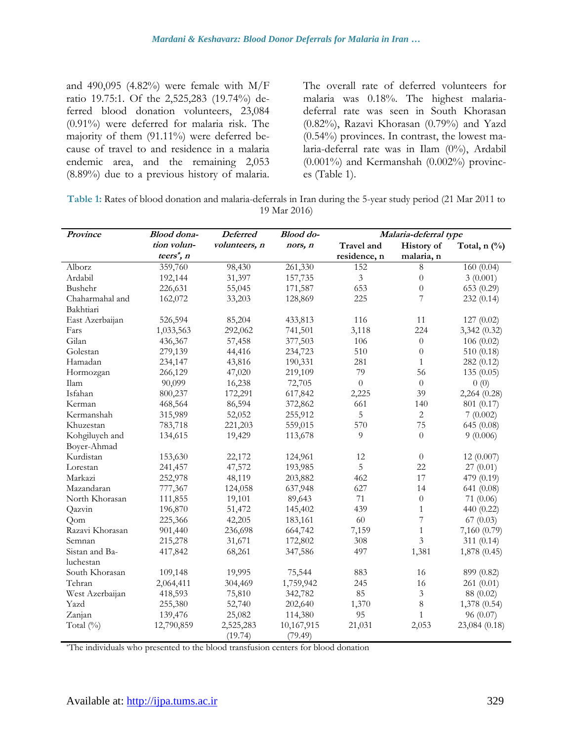and 490,095 (4.82%) were female with M/F ratio 19.75:1. Of the 2,525,283 (19.74%) deferred blood donation volunteers, 23,084 (0.91%) were deferred for malaria risk. The majority of them (91.11%) were deferred because of travel to and residence in a malaria endemic area, and the remaining 2,053 (8.89%) due to a previous history of malaria. The overall rate of deferred volunteers for malaria was 0.18%. The highest malaria-deferral rate was seen in South Khorasan (0.82%), Razavi Khorasan (0.79%) and Yazd (0.54%) provinces. In contrast, the lowest malaria-deferral rate was in Ilam (0%), Ardabil (0.001%) and Kermanshah (0.002%) provinces (Table 1).

**Table 1:** Rates of blood donation and malaria-deferrals in Iran during the 5-year study period (21 Mar 2011 to 19 Mar 2016)

| *Province* | *Blood donation volunteers\*, n* | *Deferred volunteers, n* | *Blood donors, n* | *Malaria-deferral type* | | |
|---|---|---|---|---|---|---|
| | | | | Travel and residence, n | History of malaria, n | Total, n (%) |
| Alborz | 359,760 | 98,430 | 261,330 | 152 | 8 | 160 (0.04) |
| Ardabil | 192,144 | 31,397 | 157,735 | 3 | 0 | 3 (0.001) |
| Bushehr | 226,631 | 55,045 | 171,587 | 653 | 0 | 653 (0.29) |
| Chaharmahal and Bakhtiari | 162,072 | 33,203 | 128,869 | 225 | 7 | 232 (0.14) |
| East Azerbaijan | 526,594 | 85,204 | 433,813 | 116 | 11 | 127 (0.02) |
| Fars | 1,033,563 | 292,062 | 741,501 | 3,118 | 224 | 3,342 (0.32) |
| Gilan | 436,367 | 57,458 | 377,503 | 106 | 0 | 106 (0.02) |
| Golestan | 279,139 | 44,416 | 234,723 | 510 | 0 | 510 (0.18) |
| Hamadan | 234,147 | 43,816 | 190,331 | 281 | 1 | 282 (0.12) |
| Hormozgan | 266,129 | 47,020 | 219,109 | 79 | 56 | 135 (0.05) |
| Ilam | 90,099 | 16,238 | 72,705 | 0 | 0 | 0 (0) |
| Isfahan | 800,237 | 172,291 | 617,842 | 2,225 | 39 | 2,264 (0.28) |
| Kerman | 468,564 | 86,594 | 372,862 | 661 | 140 | 801 (0.17) |
| Kermanshah | 315,989 | 52,052 | 255,912 | 5 | 2 | 7 (0.002) |
| Khuzestan | 783,718 | 221,203 | 559,015 | 570 | 75 | 645 (0.08) |
| Kohgiluyeh and Boyer-Ahmad | 134,615 | 19,429 | 113,678 | 9 | 0 | 9 (0.006) |
| Kurdistan | 153,630 | 22,172 | 124,961 | 12 | 0 | 12 (0.007) |
| Lorestan | 241,457 | 47,572 | 193,985 | 5 | 22 | 27 (0.01) |
| Markazi | 252,978 | 48,119 | 203,882 | 462 | 17 | 479 (0.19) |
| Mazandaran | 777,367 | 124,058 | 637,948 | 627 | 14 | 641 (0.08) |
| North Khorasan | 111,855 | 19,101 | 89,643 | 71 | 0 | 71 (0.06) |
| Qazvin | 196,870 | 51,472 | 145,402 | 439 | 1 | 440 (0.22) |
| Qom | 225,366 | 42,205 | 183,161 | 60 | 7 | 67 (0.03) |
| Razavi Khorasan | 901,440 | 236,698 | 664,742 | 7,159 | 1 | 7,160 (0.79) |
| Semnan | 215,278 | 31,671 | 172,802 | 308 | 3 | 311 (0.14) |
| Sistan and Baluchestan | 417,842 | 68,261 | 347,586 | 497 | 1,381 | 1,878 (0.45) |
| South Khorasan | 109,148 | 19,995 | 75,544 | 883 | 16 | 899 (0.82) |
| Tehran | 2,064,411 | 304,469 | 1,759,942 | 245 | 16 | 261 (0.01) |
| West Azerbaijan | 418,593 | 75,810 | 342,782 | 85 | 3 | 88 (0.02) |
| Yazd | 255,380 | 52,740 | 202,640 | 1,370 | 8 | 1,378 (0.54) |
| Zanjan | 139,476 | 25,082 | 114,380 | 95 | 1 | 96 (0.07) |
| Total (%) | 12,790,859 | 2,525,283 (19.74) | 10,167,915 (79.49) | 21,031 | 2,053 | 23,084 (0.18) |

\*The individuals who presented to the blood transfusion centers for blood donation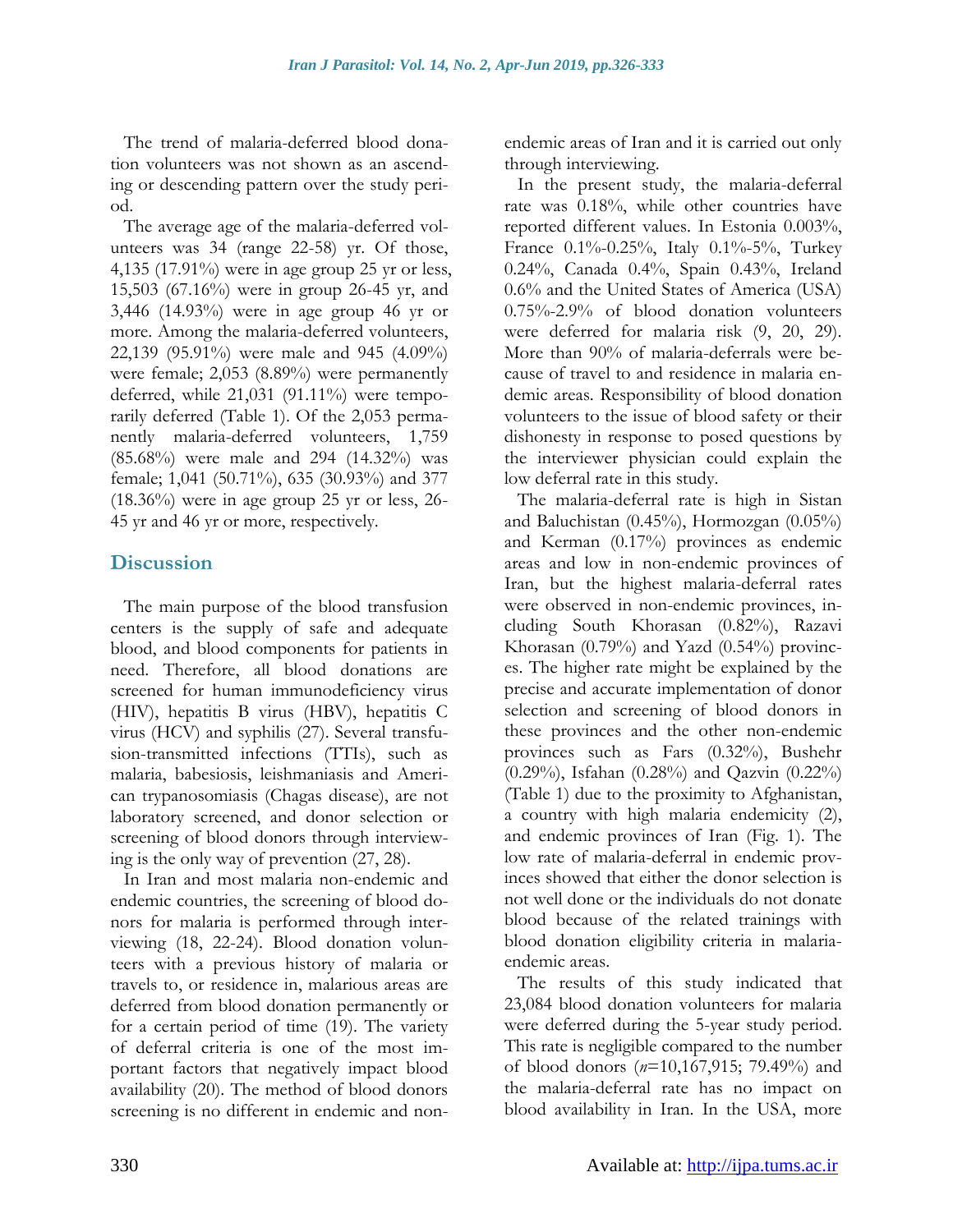The trend of malaria-deferred blood donation volunteers was not shown as an ascending or descending pattern over the study period.

The average age of the malaria-deferred volunteers was 34 (range 22-58) yr. Of those, 4,135 (17.91%) were in age group 25 yr or less, 15,503 (67.16%) were in group 26-45 yr, and 3,446 (14.93%) were in age group 46 yr or more. Among the malaria-deferred volunteers, 22,139 (95.91%) were male and 945 (4.09%) were female; 2,053 (8.89%) were permanently deferred, while 21,031 (91.11%) were temporarily deferred (Table 1). Of the 2,053 permanently malaria-deferred volunteers, 1,759 (85.68%) were male and 294 (14.32%) was female; 1,041 (50.71%), 635 (30.93%) and 377 (18.36%) were in age group 25 yr or less, 26-45 yr and 46 yr or more, respectively.

## Discussion

The main purpose of the blood transfusion centers is the supply of safe and adequate blood, and blood components for patients in need. Therefore, all blood donations are screened for human immunodeficiency virus (HIV), hepatitis B virus (HBV), hepatitis C virus (HCV) and syphilis (27). Several transfusion-transmitted infections (TTIs), such as malaria, babesiosis, leishmaniasis and American trypanosomiasis (Chagas disease), are not laboratory screened, and donor selection or screening of blood donors through interviewing is the only way of prevention (27, 28).

In Iran and most malaria non-endemic and endemic countries, the screening of blood donors for malaria is performed through interviewing (18, 22-24). Blood donation volunteers with a previous history of malaria or travels to, or residence in, malarious areas are deferred from blood donation permanently or for a certain period of time (19). The variety of deferral criteria is one of the most important factors that negatively impact blood availability (20). The method of blood donors screening is no different in endemic and non-endemic areas of Iran and it is carried out only through interviewing.

In the present study, the malaria-deferral rate was 0.18%, while other countries have reported different values. In Estonia 0.003%, France 0.1%-0.25%, Italy 0.1%-5%, Turkey 0.24%, Canada 0.4%, Spain 0.43%, Ireland 0.6% and the United States of America (USA) 0.75%-2.9% of blood donation volunteers were deferred for malaria risk (9, 20, 29). More than 90% of malaria-deferrals were because of travel to and residence in malaria endemic areas. Responsibility of blood donation volunteers to the issue of blood safety or their dishonesty in response to posed questions by the interviewer physician could explain the low deferral rate in this study.

The malaria-deferral rate is high in Sistan and Baluchistan (0.45%), Hormozgan (0.05%) and Kerman (0.17%) provinces as endemic areas and low in non-endemic provinces of Iran, but the highest malaria-deferral rates were observed in non-endemic provinces, including South Khorasan (0.82%), Razavi Khorasan (0.79%) and Yazd (0.54%) provinces. The higher rate might be explained by the precise and accurate implementation of donor selection and screening of blood donors in these provinces and the other non-endemic provinces such as Fars (0.32%), Bushehr (0.29%), Isfahan (0.28%) and Qazvin (0.22%) (Table 1) due to the proximity to Afghanistan, a country with high malaria endemicity (2), and endemic provinces of Iran (Fig. 1). The low rate of malaria-deferral in endemic provinces showed that either the donor selection is not well done or the individuals do not donate blood because of the related trainings with blood donation eligibility criteria in malaria-endemic areas.

The results of this study indicated that 23,084 blood donation volunteers for malaria were deferred during the 5-year study period. This rate is negligible compared to the number of blood donors (*n*=10,167,915; 79.49%) and the malaria-deferral rate has no impact on blood availability in Iran. In the USA, more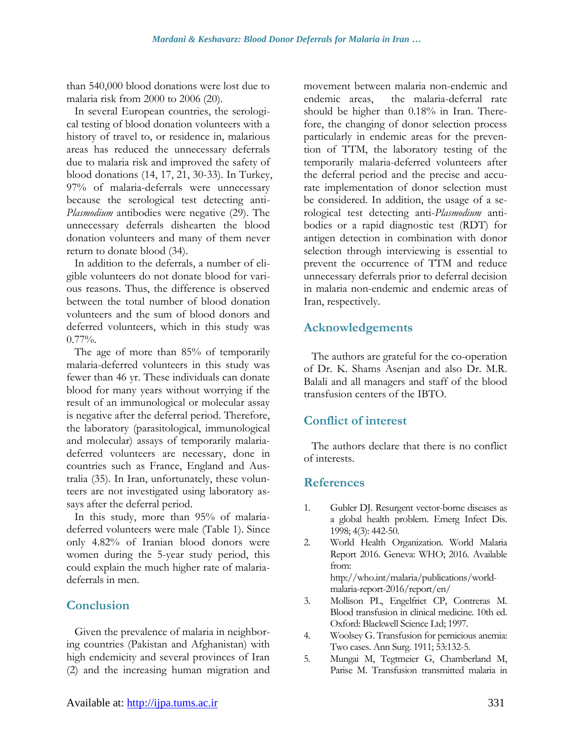than 540,000 blood donations were lost due to malaria risk from 2000 to 2006 (20).

In several European countries, the serological testing of blood donation volunteers with a history of travel to, or residence in, malarious areas has reduced the unnecessary deferrals due to malaria risk and improved the safety of blood donations (14, 17, 21, 30-33). In Turkey, 97% of malaria-deferrals were unnecessary because the serological test detecting anti-*Plasmodium* antibodies were negative (29). The unnecessary deferrals dishearten the blood donation volunteers and many of them never return to donate blood (34).

In addition to the deferrals, a number of eligible volunteers do not donate blood for various reasons. Thus, the difference is observed between the total number of blood donation volunteers and the sum of blood donors and deferred volunteers, which in this study was 0.77%.

The age of more than 85% of temporarily malaria-deferred volunteers in this study was fewer than 46 yr. These individuals can donate blood for many years without worrying if the result of an immunological or molecular assay is negative after the deferral period. Therefore, the laboratory (parasitological, immunological and molecular) assays of temporarily malaria-deferred volunteers are necessary, done in countries such as France, England and Australia (35). In Iran, unfortunately, these volunteers are not investigated using laboratory assays after the deferral period.

In this study, more than 95% of malaria-deferred volunteers were male (Table 1). Since only 4.82% of Iranian blood donors were women during the 5-year study period, this could explain the much higher rate of malaria-deferrals in men.

## Conclusion

Given the prevalence of malaria in neighboring countries (Pakistan and Afghanistan) with high endemicity and several provinces of Iran (2) and the increasing human migration and movement between malaria non-endemic and endemic areas, the malaria-deferral rate should be higher than 0.18% in Iran. Therefore, the changing of donor selection process particularly in endemic areas for the prevention of TTM, the laboratory testing of the temporarily malaria-deferred volunteers after the deferral period and the precise and accurate implementation of donor selection must be considered. In addition, the usage of a serological test detecting anti-*Plasmodium* antibodies or a rapid diagnostic test (RDT) for antigen detection in combination with donor selection through interviewing is essential to prevent the occurrence of TTM and reduce unnecessary deferrals prior to deferral decision in malaria non-endemic and endemic areas of Iran, respectively.

## Acknowledgements

The authors are grateful for the co-operation of Dr. K. Shams Asenjan and also Dr. M.R. Balali and all managers and staff of the blood transfusion centers of the IBTO.

## Conflict of interest

The authors declare that there is no conflict of interests.

## References

1. Gubler DJ. Resurgent vector-borne diseases as a global health problem. Emerg Infect Dis. 1998; 4(3): 442-50.
2. World Health Organization. World Malaria Report 2016. Geneva: WHO; 2016. Available from: http://who.int/malaria/publications/world-malaria-report-2016/report/en/
3. Mollison PL, Engelfriet CP, Contreras M. Blood transfusion in clinical medicine. 10th ed. Oxford: Blackwell Science Ltd; 1997.
4. Woolsey G. Transfusion for pernicious anemia: Two cases. Ann Surg. 1911; 53:132-5.
5. Mungai M, Tegtmeier G, Chamberland M, Parise M. Transfusion transmitted malaria in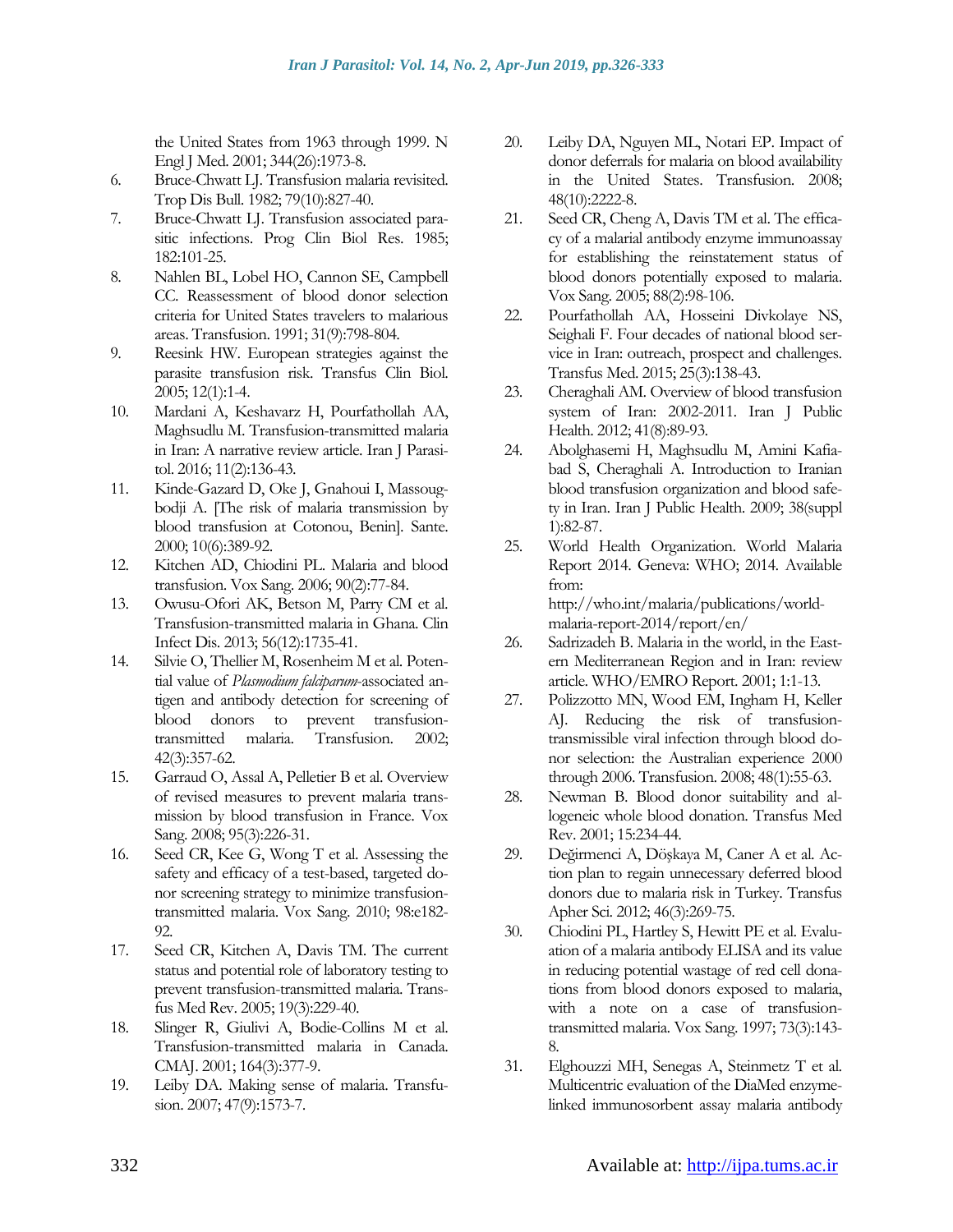the United States from 1963 through 1999. N Engl J Med. 2001; 344(26):1973-8.

6. Bruce-Chwatt LJ. Transfusion malaria revisited. Trop Dis Bull. 1982; 79(10):827-40.
7. Bruce-Chwatt LJ. Transfusion associated parasitic infections. Prog Clin Biol Res. 1985; 182:101-25.
8. Nahlen BL, Lobel HO, Cannon SE, Campbell CC. Reassessment of blood donor selection criteria for United States travelers to malarious areas. Transfusion. 1991; 31(9):798-804.
9. Reesink HW. European strategies against the parasite transfusion risk. Transfus Clin Biol. 2005; 12(1):1-4.
10. Mardani A, Keshavarz H, Pourfathollah AA, Maghsudlu M. Transfusion-transmitted malaria in Iran: A narrative review article. Iran J Parasitol. 2016; 11(2):136-43.
11. Kinde-Gazard D, Oke J, Gnahoui I, Massougbodji A. [The risk of malaria transmission by blood transfusion at Cotonou, Benin]. Sante. 2000; 10(6):389-92.
12. Kitchen AD, Chiodini PL. Malaria and blood transfusion. Vox Sang. 2006; 90(2):77-84.
13. Owusu-Ofori AK, Betson M, Parry CM et al. Transfusion-transmitted malaria in Ghana. Clin Infect Dis. 2013; 56(12):1735-41.
14. Silvie O, Thellier M, Rosenheim M et al. Potential value of *Plasmodium falciparum*-associated antigen and antibody detection for screening of blood donors to prevent transfusion-transmitted malaria. Transfusion. 2002; 42(3):357-62.
15. Garraud O, Assal A, Pelletier B et al. Overview of revised measures to prevent malaria transmission by blood transfusion in France. Vox Sang. 2008; 95(3):226-31.
16. Seed CR, Kee G, Wong T et al. Assessing the safety and efficacy of a test-based, targeted donor screening strategy to minimize transfusion-transmitted malaria. Vox Sang. 2010; 98:e182-92.
17. Seed CR, Kitchen A, Davis TM. The current status and potential role of laboratory testing to prevent transfusion-transmitted malaria. Transfus Med Rev. 2005; 19(3):229-40.
18. Slinger R, Giulivi A, Bodie-Collins M et al. Transfusion-transmitted malaria in Canada. CMAJ. 2001; 164(3):377-9.
19. Leiby DA. Making sense of malaria. Transfusion. 2007; 47(9):1573-7.
20. Leiby DA, Nguyen ML, Notari EP. Impact of donor deferrals for malaria on blood availability in the United States. Transfusion. 2008; 48(10):2222-8.
21. Seed CR, Cheng A, Davis TM et al. The efficacy of a malarial antibody enzyme immunoassay for establishing the reinstatement status of blood donors potentially exposed to malaria. Vox Sang. 2005; 88(2):98-106.
22. Pourfathollah AA, Hosseini Divkolaye NS, Seighali F. Four decades of national blood service in Iran: outreach, prospect and challenges. Transfus Med. 2015; 25(3):138-43.
23. Cheraghali AM. Overview of blood transfusion system of Iran: 2002-2011. Iran J Public Health. 2012; 41(8):89-93.
24. Abolghasemi H, Maghsudlu M, Amini Kafiabad S, Cheraghali A. Introduction to Iranian blood transfusion organization and blood safety in Iran. Iran J Public Health. 2009; 38(suppl 1):82-87.
25. World Health Organization. World Malaria Report 2014. Geneva: WHO; 2014. Available from: http://who.int/malaria/publications/world-malaria-report-2014/report/en/
26. Sadrizadeh B. Malaria in the world, in the Eastern Mediterranean Region and in Iran: review article. WHO/EMRO Report. 2001; 1:1-13.
27. Polizzotto MN, Wood EM, Ingham H, Keller AJ. Reducing the risk of transfusion-transmissible viral infection through blood donor selection: the Australian experience 2000 through 2006. Transfusion. 2008; 48(1):55-63.
28. Newman B. Blood donor suitability and allogeneic whole blood donation. Transfus Med Rev. 2001; 15:234-44.
29. Değirmenci A, Döşkaya M, Caner A et al. Action plan to regain unnecessary deferred blood donors due to malaria risk in Turkey. Transfus Apher Sci. 2012; 46(3):269-75.
30. Chiodini PL, Hartley S, Hewitt PE et al. Evaluation of a malaria antibody ELISA and its value in reducing potential wastage of red cell donations from blood donors exposed to malaria, with a note on a case of transfusion-transmitted malaria. Vox Sang. 1997; 73(3):143-8.
31. Elghouzzi MH, Senegas A, Steinmetz T et al. Multicentric evaluation of the DiaMed enzyme-linked immunosorbent assay malaria antibody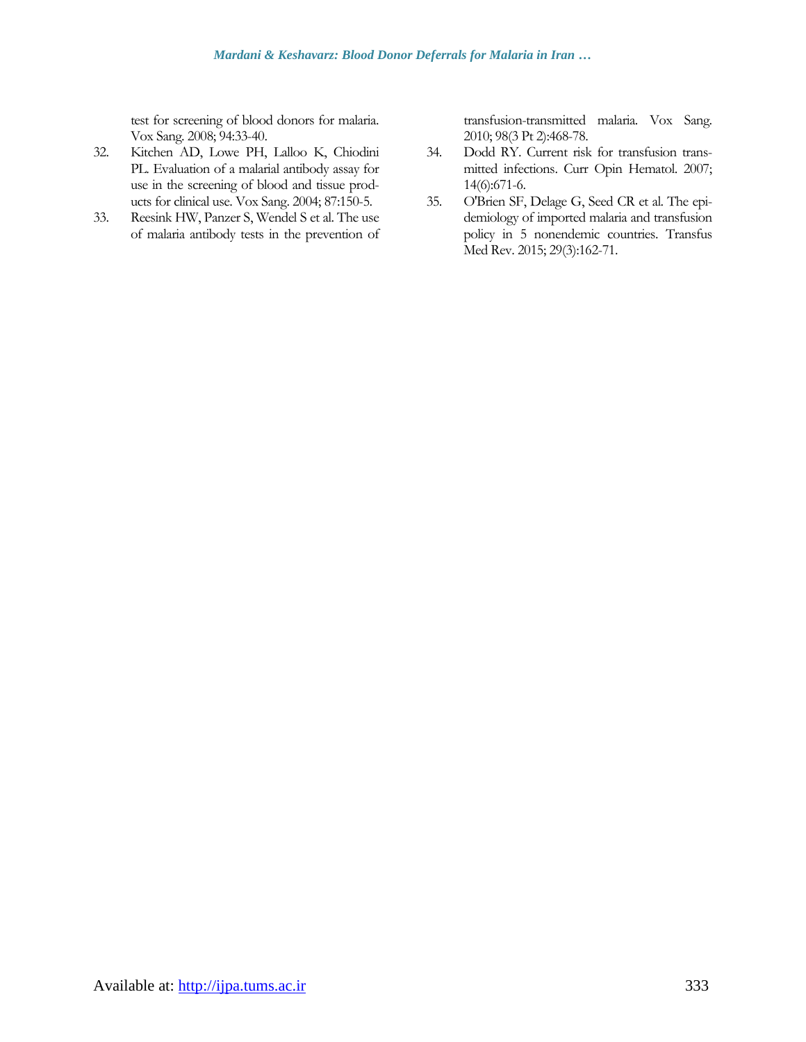test for screening of blood donors for malaria. Vox Sang. 2008; 94:33-40.

32. Kitchen AD, Lowe PH, Lalloo K, Chiodini PL. Evaluation of a malarial antibody assay for use in the screening of blood and tissue products for clinical use. Vox Sang. 2004; 87:150-5.
33. Reesink HW, Panzer S, Wendel S et al. The use of malaria antibody tests in the prevention of transfusion-transmitted malaria. Vox Sang. 2010; 98(3 Pt 2):468-78.
34. Dodd RY. Current risk for transfusion transmitted infections. Curr Opin Hematol. 2007; 14(6):671-6.
35. O'Brien SF, Delage G, Seed CR et al. The epidemiology of imported malaria and transfusion policy in 5 nonendemic countries. Transfus Med Rev. 2015; 29(3):162-71.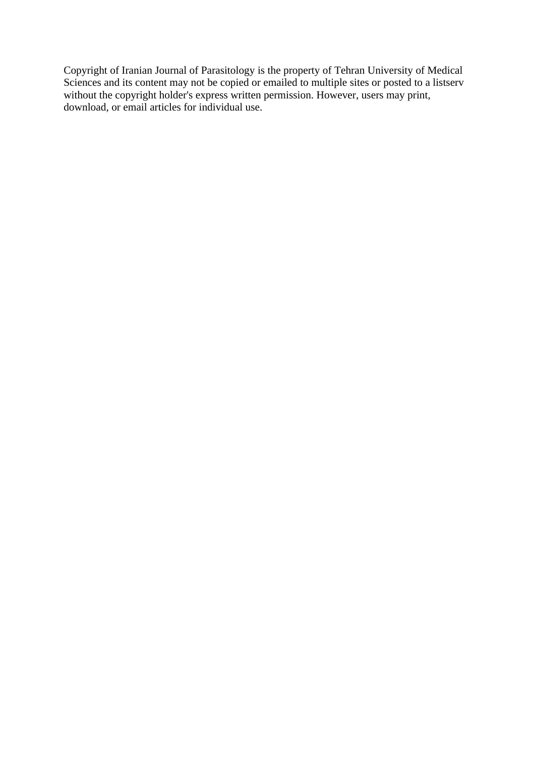Copyright of Iranian Journal of Parasitology is the property of Tehran University of Medical Sciences and its content may not be copied or emailed to multiple sites or posted to a listserv without the copyright holder's express written permission. However, users may print, download, or email articles for individual use.